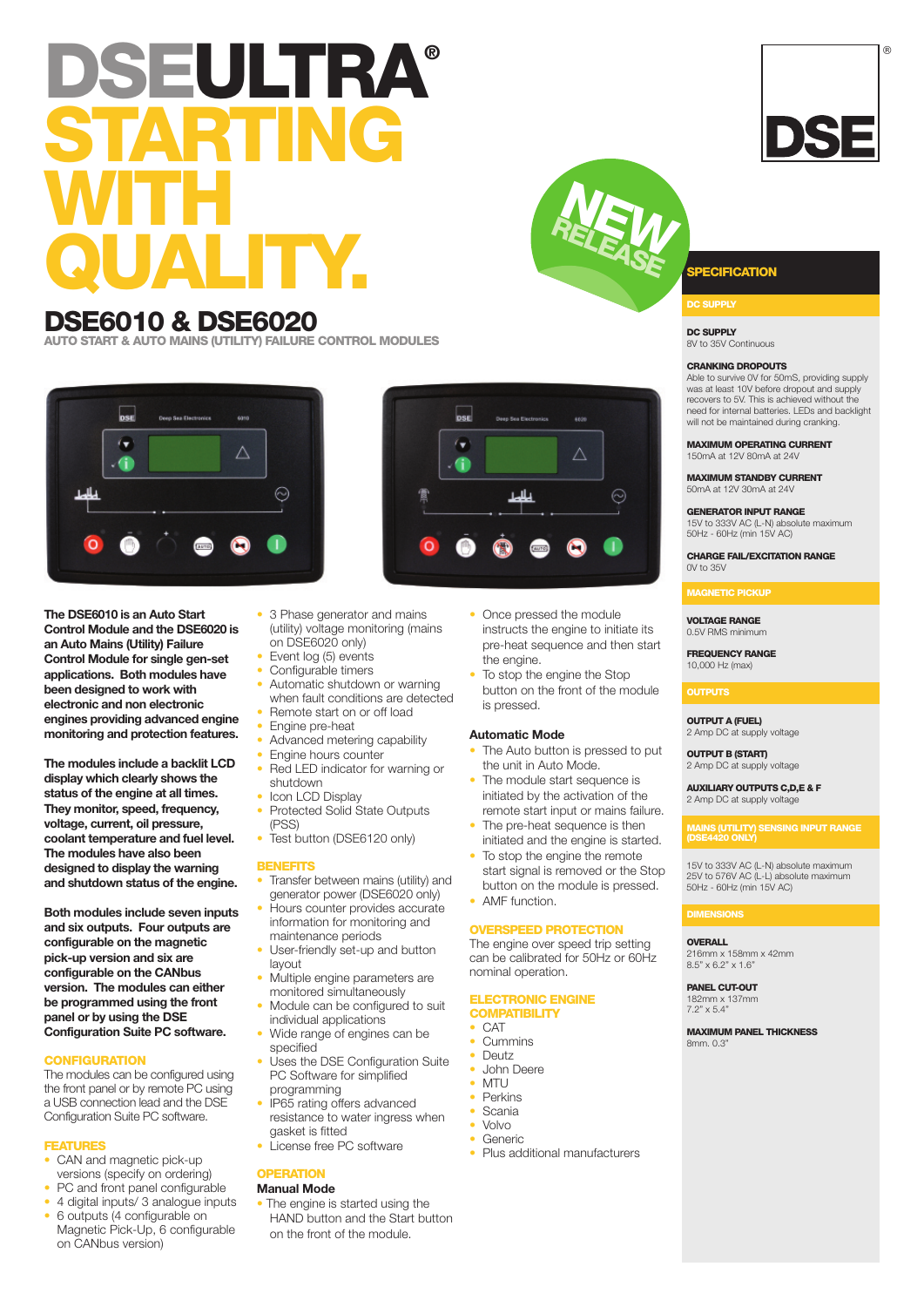# DSEULTRA® STARTING WITH QUALITY.

NEW RELEASE

## DSE6010 & DSE6020

### AUTO START & AUTO MAINS (UTILITY) FAILURE CONTROL MODULES

**The DSE6010 is an Auto Start Control Module and the DSE6020 is an Auto Mains (Utility) Failure Control Module for single gen-set applications. Both modules have been designed to work with electronic and non electronic engines providing advanced engine monitoring and protection features.**

**The modules include a backlit LCD display which clearly shows the status of the engine at all times. They monitor, speed, frequency, voltage, current, oil pressure, coolant temperature and fuel level. The modules have also been designed to display the warning and shutdown status of the engine.**

**Both modules include seven inputs and six outputs. Four outputs are configurable on the magnetic pick-up version and six are configurable on the CANbus version. The modules can either be programmed using the front panel or by using the DSE Configuration Suite PC software.**

### CONFIGURATION

The modules can be configured using the front panel or by remote PC using a USB connection lead and the DSE Configuration Suite PC software.

### FEATURES

- CAN and magnetic pick-up versions (specify on ordering)
- PC and front panel configurable
- 4 digital inputs/ 3 analogue inputs
- 6 outputs (4 configurable on Magnetic Pick-Up, 6 configurable on CANbus version)
- 3 Phase generator and mains (utility) voltage monitoring (mains on DSE6020 only)
- Event log (5) events
- Configurable timers
- Automatic shutdown or warning when fault conditions are detected
- Remote start on or off load
- Engine pre-heat
- Advanced metering capability
- Engine hours counter
- Red LED indicator for warning or shutdown
- Icon LCD Display
- Protected Solid State Outputs (PSS)
- Test button (DSE6120 only)

### BENEFITS

- Transfer between mains (utility) and generator power (DSE6020 only)
- Hours counter provides accurate information for monitoring and maintenance periods
- User-friendly set-up and button layout
- Multiple engine parameters are monitored simultaneously
- Module can be configured to suit individual applications
- Wide range of engines can be specified
- Uses the DSE Configuration Suite PC Software for simplified programming
- IP65 rating offers advanced resistance to water ingress when gasket is fitted
- License free PC software

### OPERATION

**Manual Mode**

- The engine is started using the HAND button and the Start button on the front of the module.
- Once pressed the module instructs the engine to initiate its pre-heat sequence and then start the engine.
- To stop the engine the Stop button on the front of the module is pressed.

**Automatic Mode**

- The Auto button is pressed to put the unit in Auto Mode.
- The module start sequence is initiated by the activation of the remote start input or mains failure.
- The pre-heat sequence is then initiated and the engine is started.
- To stop the engine the remote start signal is removed or the Stop button on the module is pressed.
- AMF function.

### OVERSPEED PROTECTION

The engine over speed trip setting can be calibrated for 50Hz or 60Hz nominal operation.

### ELECTRONIC ENGINE COMPATIBILITY

- CAT
- Cummins
- Deutz
- John Deere
- MTU
- Perkins
- Scania
- Volvo
- Generic
- Plus additional manufacturers

## SPECIFICATION

### DC SUPPLY

**DC SUPPLY**
8V to 35V Continuous

**CRANKING DROPOUTS**
Able to survive 0V for 50mS, providing supply was at least 10V before dropout and supply recovers to 5V. This is achieved without the need for internal batteries. LEDs and backlight will not be maintained during cranking.

**MAXIMUM OPERATING CURRENT**
150mA at 12V 80mA at 24V

**MAXIMUM STANDBY CURRENT**
50mA at 12V 30mA at 24V

**GENERATOR INPUT RANGE**
15V to 333V AC (L-N) absolute maximum
50Hz - 60Hz (min 15V AC)

**CHARGE FAIL/EXCITATION RANGE**
0V to 35V

### MAGNETIC PICKUP

**VOLTAGE RANGE**
0.5V RMS minimum

**FREQUENCY RANGE**
10,000 Hz (max)

### OUTPUTS

**OUTPUT A (FUEL)**
2 Amp DC at supply voltage

**OUTPUT B (START)**
2 Amp DC at supply voltage

**AUXILIARY OUTPUTS C,D,E & F**
2 Amp DC at supply voltage

### MAINS (UTILITY) SENSING INPUT RANGE (DSE4420 ONLY)

15V to 333V AC (L-N) absolute maximum
25V to 576V AC (L-L) absolute maximum
50Hz - 60Hz (min 15V AC)

### DIMENSIONS

**OVERALL**
216mm x 158mm x 42mm
8.5" x 6.2" x 1.6"

**PANEL CUT-OUT**
182mm x 137mm
7.2" x 5.4"

**MAXIMUM PANEL THICKNESS**
8mm. 0.3"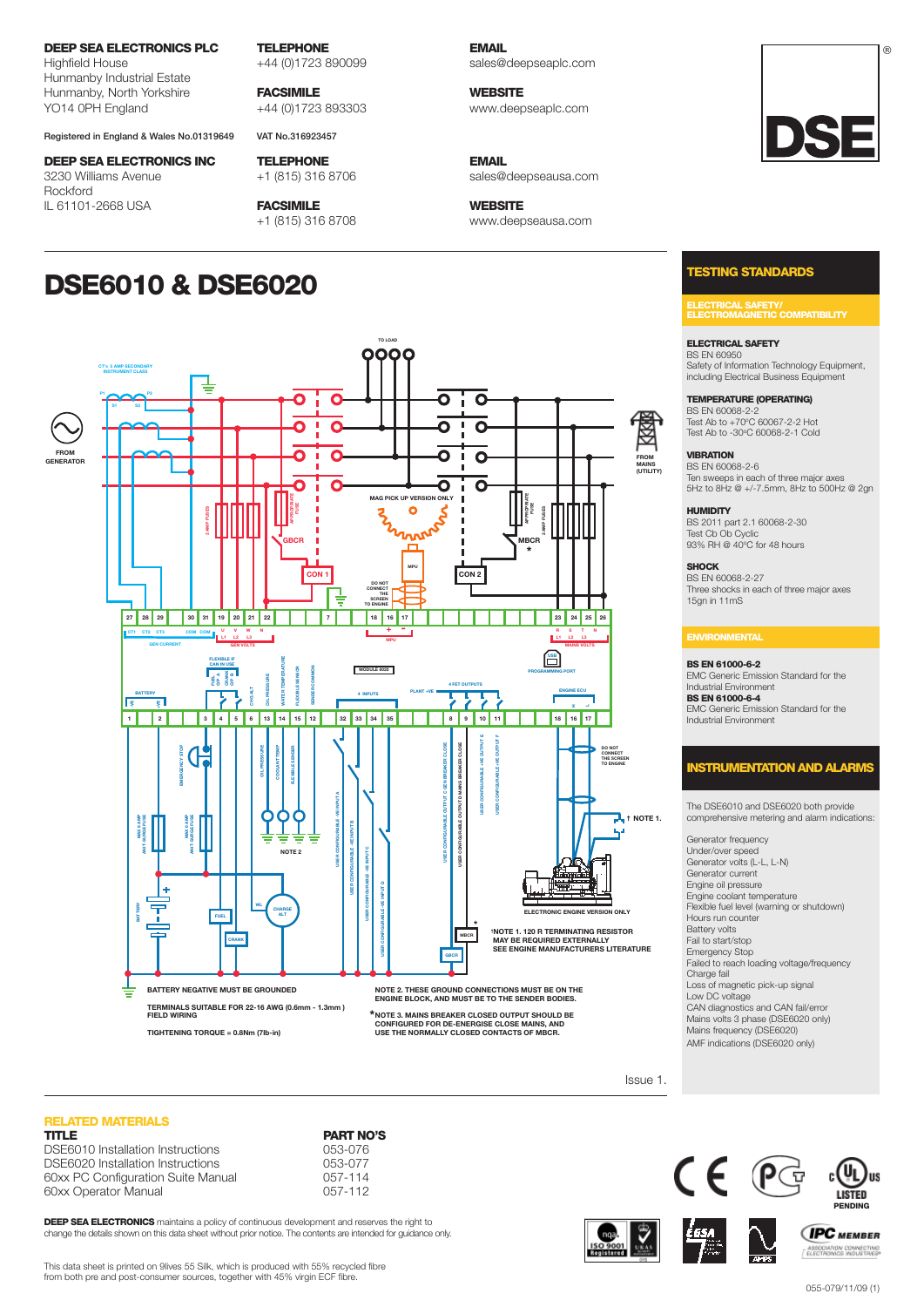**DEEP SEA ELECTRONICS PLC**
Highfield House
Hunmanby Industrial Estate
Hunmanby, North Yorkshire
YO14 0PH England

**TELEPHONE**
+44 (0)1723 890099

**FACSIMILE**
+44 (0)1723 893303

**EMAIL**
sales@deepseaplc.com

**WEBSITE**
www.deepseaplc.com

Registered in England & Wales No.01319649

VAT No.316923457

**DEEP SEA ELECTRONICS INC**
3230 Williams Avenue
Rockford
IL 61101-2668 USA

**TELEPHONE**
+1 (815) 316 8706

**FACSIMILE**
+1 (815) 316 8708

**EMAIL**
sales@deepseausa.com

**WEBSITE**
www.deepseausa.com

# DSE6010 & DSE6020

TO LOAD

CT's 5 AMP SECONDARY INSTRUMENT CLASS

FROM GENERATOR

FROM MAINS (UTILITY)

2 AMP FUSES

APPROPRIATE FUSE

GBCR

CON 1

MAG PICK UP VERSION ONLY

MPU

DO NOT CONNECT THE SCREEN TO ENGINE

CON 2

MBCR

27 28 29 30 31 19 20 21 22 7 18 16 17 23 24 25 26

CT1 CT2 CT3 COM COM

GEN CURRENT

U V W N L1 L2 L3

GEN VOLTS

MPU

R S T N L1 L2 L3

MAINS VOLTS

FLEXIBLE IF CAN IN USE

FUEL O/P A

CRANK O/P B

CHG ALT

OIL PRESSURE

WATER TEMPERATURE

FLEXIBLE SENSOR

SENDER COMMON

MODULE 6020

USB

PROGRAMMING PORT

BATTERY

4 INPUTS

PLANT +VE

4 FET OUTPUTS

ENGINE ECU

1 2 3 4 5 6 13 14 15 12 32 33 34 35 8 9 10 11 18 16 17

EMERGENCY STOP

OIL PRESSURE

COOLANT TEMP

FLEXIBLE SENSOR

MAX 5 AMP ANTI-SURGE FUSE

MAX 5 AMP ANTI-SURGE FUSE

BATTERY

FUEL

CRANK

WL

CHARGE ALT

NOTE 2

USER CONFIGURABLE -VE INPUT A

USER CONFIGURABLE -VE INPUT B

USER CONFIGURABLE -VE INPUT C

USER CONFIGURABLE -VE INPUT D

USER CONFIGURABLE OUTPUT C GEN BREAKER CLOSE

USER CONFIGURABLE OUTPUT D MAINS BREAKER CLOSE

USER CONFIGURABLE +VE OUTPUT E

USER CONFIGURABLE +VE OUTPUT F

MBCR

GBCR

DO NOT CONNECT THE SCREEN TO ENGINE

† NOTE 1.

ELECTRONIC ENGINE VERSION ONLY

†NOTE 1. 120 R TERMINATING RESISTOR MAY BE REQUIRED EXTERNALLY SEE ENGINE MANUFACTURERS LITERATURE

BATTERY NEGATIVE MUST BE GROUNDED

TERMINALS SUITABLE FOR 22-16 AWG (0.6mm - 1.3mm) FIELD WIRING

TIGHTENING TORQUE = 0.8Nm (7lb-in)

NOTE 2. THESE GROUND CONNECTIONS MUST BE ON THE ENGINE BLOCK, AND MUST BE TO THE SENDER BODIES.

*NOTE 3. MAINS BREAKER CLOSED OUTPUT SHOULD BE CONFIGURED FOR DE-ENERGISE CLOSE MAINS, AND USE THE NORMALLY CLOSED CONTACTS OF MBCR.

Issue 1.

## TESTING STANDARDS

### ELECTRICAL SAFETY/ ELECTROMAGNETIC COMPATIBILITY

**ELECTRICAL SAFETY**
BS EN 60950
Safety of Information Technology Equipment, including Electrical Business Equipment

**TEMPERATURE (OPERATING)**
BS EN 60068-2-2
Test Ab to +70ºC 60067-2-2 Hot
Test Ab to -30ºC 60068-2-1 Cold

**VIBRATION**
BS EN 60068-2-6
Ten sweeps in each of three major axes
5Hz to 8Hz @ +/-7.5mm, 8Hz to 500Hz @ 2gn

**HUMIDITY**
BS 2011 part 2.1 60068-2-30
Test Cb Db Cyclic
93% RH @ 40ºC for 48 hours

**SHOCK**
BS EN 60068-2-27
Three shocks in each of three major axes
15gn in 11mS

### ENVIRONMENTAL

**BS EN 61000-6-2**
EMC Generic Emission Standard for the Industrial Environment
**BS EN 61000-6-4**
EMC Generic Emission Standard for the Industrial Environment

## INSTRUMENTATION AND ALARMS

The DSE6010 and DSE6020 both provide comprehensive metering and alarm indications:

Generator frequency
Under/over speed
Generator volts (L-L, L-N)
Generator current
Engine oil pressure
Engine coolant temperature
Flexible fuel level (warning or shutdown)
Hours run counter
Battery volts
Fail to start/stop
Emergency Stop
Failed to reach loading voltage/frequency
Charge fail
Loss of magnetic pick-up signal
Low DC voltage
CAN diagnostics and CAN fail/error
Mains volts 3 phase (DSE6020 only)
Mains frequency (DSE6020)
AMF indications (DSE6020 only)

## RELATED MATERIALS

| TITLE | PART NO'S |
|---|---|
| DSE6010 Installation Instructions | 053-076 |
| DSE6020 Installation Instructions | 053-077 |
| 60xx PC Configuration Suite Manual | 057-114 |
| 60xx Operator Manual | 057-112 |

**DEEP SEA ELECTRONICS** maintains a policy of continuous development and reserves the right to change the details shown on this data sheet without prior notice. The contents are intended for guidance only.

This data sheet is printed on 9lives 55 Silk, which is produced with 55% recycled fibre from both pre and post-consumer sources, together with 45% virgin ECF fibre.

LISTED PENDING

IPC MEMBER

055-079/11/09 (1)